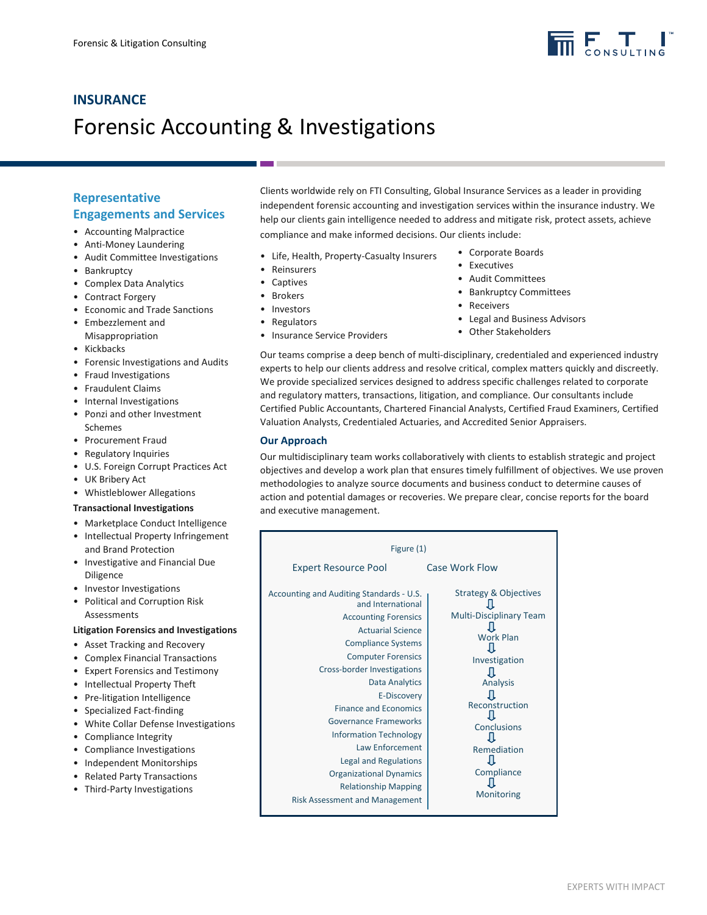# INSURANCE

# Forensic Accounting & Investigations

Clients worldwide rely on FTI Consulting, Global Insurance Services as a leader in providing independent forensic accounting and investigation services within the insurance industry. We help our clients gain intelligence needed to address and mitigate risk, protect assets, achieve compliance and make informed decisions. Our clients include:

- Life, Health, Property-Casualty Insurers
- Reinsurers
- Captives
- Brokers
- Investors
- Regulators
- Insurance Service Providers
- Corporate Boards
- Executives
- Audit Committees
- Bankruptcy Committees
- Receivers
- Legal and Business Advisors
- Other Stakeholders

Our teams comprise a deep bench of multi-disciplinary, credentialed and experienced industry experts to help our clients address and resolve critical, complex matters quickly and discreetly. We provide specialized services designed to address specific challenges related to corporate and regulatory matters, transactions, litigation, and compliance. Our consultants include Certified Public Accountants, Chartered Financial Analysts, Certified Fraud Examiners, Certified Valuation Analysts, Credentialed Actuaries, and Accredited Senior Appraisers.

## Our Approach

Our multidisciplinary team works collaboratively with clients to establish strategic and project objectives and develop a work plan that ensures timely fulfillment of objectives. We use proven methodologies to analyze source documents and business conduct to determine causes of action and potential damages or recoveries. We prepare clear, concise reports for the board and executive management.

Figure (1)

| Expert Resource Pool | Case Work Flow |
|---|---|
| Accounting and Auditing Standards - U.S. and International | Strategy & Objectives |
| Accounting Forensics | ⇩ Multi-Disciplinary Team |
| Actuarial Science | ⇩ Work Plan |
| Compliance Systems | ⇩ Investigation |
| Computer Forensics | ⇩ Analysis |
| Cross-border Investigations | ⇩ Reconstruction |
| Data Analytics | ⇩ Conclusions |
| E-Discovery | ⇩ Remediation |
| Finance and Economics | ⇩ Compliance |
| Governance Frameworks | ⇩ Monitoring |
| Information Technology | |
| Law Enforcement | |
| Legal and Regulations | |
| Organizational Dynamics | |
| Relationship Mapping | |
| Risk Assessment and Management | |

## Representative Engagements and Services

- Accounting Malpractice
- Anti-Money Laundering
- Audit Committee Investigations
- Bankruptcy
- Complex Data Analytics
- Contract Forgery
- Economic and Trade Sanctions
- Embezzlement and Misappropriation
- Kickbacks
- Forensic Investigations and Audits
- Fraud Investigations
- Fraudulent Claims
- Internal Investigations
- Ponzi and other Investment Schemes
- Procurement Fraud
- Regulatory Inquiries
- U.S. Foreign Corrupt Practices Act
- UK Bribery Act
- Whistleblower Allegations

**Transactional Investigations**

- Marketplace Conduct Intelligence
- Intellectual Property Infringement and Brand Protection
- Investigative and Financial Due Diligence
- Investor Investigations
- Political and Corruption Risk Assessments

**Litigation Forensics and Investigations**

- Asset Tracking and Recovery
- Complex Financial Transactions
- Expert Forensics and Testimony
- Intellectual Property Theft
- Pre-litigation Intelligence
- Specialized Fact-finding
- White Collar Defense Investigations
- Compliance Integrity
- Compliance Investigations
- Independent Monitorships
- Related Party Transactions
- Third-Party Investigations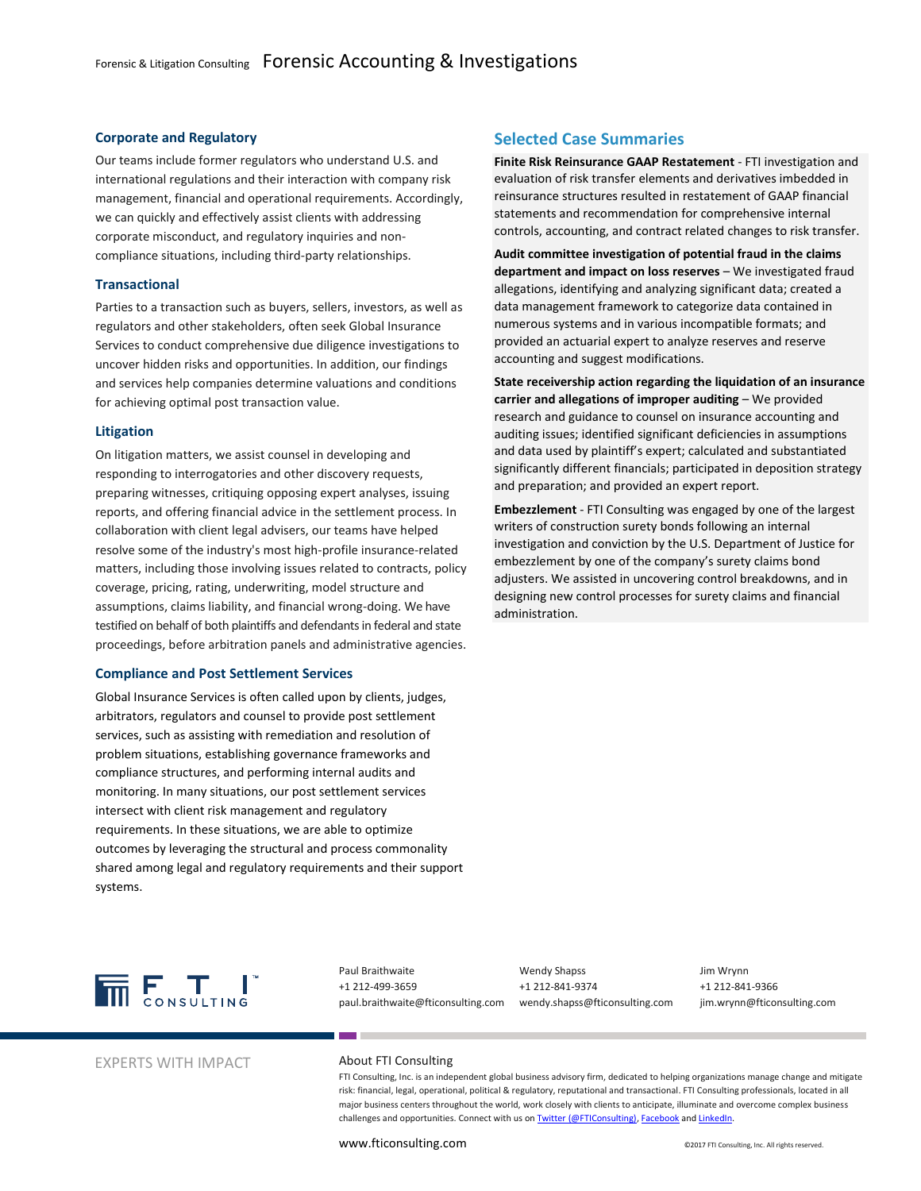## Corporate and Regulatory

Our teams include former regulators who understand U.S. and international regulations and their interaction with company risk management, financial and operational requirements. Accordingly, we can quickly and effectively assist clients with addressing corporate misconduct, and regulatory inquiries and non-compliance situations, including third-party relationships.

## Transactional

Parties to a transaction such as buyers, sellers, investors, as well as regulators and other stakeholders, often seek Global Insurance Services to conduct comprehensive due diligence investigations to uncover hidden risks and opportunities. In addition, our findings and services help companies determine valuations and conditions for achieving optimal post transaction value.

## Litigation

On litigation matters, we assist counsel in developing and responding to interrogatories and other discovery requests, preparing witnesses, critiquing opposing expert analyses, issuing reports, and offering financial advice in the settlement process. In collaboration with client legal advisers, our teams have helped resolve some of the industry's most high-profile insurance-related matters, including those involving issues related to contracts, policy coverage, pricing, rating, underwriting, model structure and assumptions, claims liability, and financial wrong-doing. We have testified on behalf of both plaintiffs and defendants in federal and state proceedings, before arbitration panels and administrative agencies.

## Compliance and Post Settlement Services

Global Insurance Services is often called upon by clients, judges, arbitrators, regulators and counsel to provide post settlement services, such as assisting with remediation and resolution of problem situations, establishing governance frameworks and compliance structures, and performing internal audits and monitoring. In many situations, our post settlement services intersect with client risk management and regulatory requirements. In these situations, we are able to optimize outcomes by leveraging the structural and process commonality shared among legal and regulatory requirements and their support systems.

## Selected Case Summaries

**Finite Risk Reinsurance GAAP Restatement** - FTI investigation and evaluation of risk transfer elements and derivatives imbedded in reinsurance structures resulted in restatement of GAAP financial statements and recommendation for comprehensive internal controls, accounting, and contract related changes to risk transfer.

**Audit committee investigation of potential fraud in the claims department and impact on loss reserves** – We investigated fraud allegations, identifying and analyzing significant data; created a data management framework to categorize data contained in numerous systems and in various incompatible formats; and provided an actuarial expert to analyze reserves and reserve accounting and suggest modifications.

**State receivership action regarding the liquidation of an insurance carrier and allegations of improper auditing** – We provided research and guidance to counsel on insurance accounting and auditing issues; identified significant deficiencies in assumptions and data used by plaintiff's expert; calculated and substantiated significantly different financials; participated in deposition strategy and preparation; and provided an expert report.

**Embezzlement** - FTI Consulting was engaged by one of the largest writers of construction surety bonds following an internal investigation and conviction by the U.S. Department of Justice for embezzlement by one of the company's surety claims bond adjusters. We assisted in uncovering control breakdowns, and in designing new control processes for surety claims and financial administration.

FTI CONSULTING

Paul Braithwaite
+1 212-499-3659
paul.braithwaite@fticonsulting.com

Wendy Shapss
+1 212-841-9374
wendy.shapss@fticonsulting.com

Jim Wrynn
+1 212-841-9366
jim.wrynn@fticonsulting.com

EXPERTS WITH IMPACT

About FTI Consulting

FTI Consulting, Inc. is an independent global business advisory firm, dedicated to helping organizations manage change and mitigate risk: financial, legal, operational, political & regulatory, reputational and transactional. FTI Consulting professionals, located in all major business centers throughout the world, work closely with clients to anticipate, illuminate and overcome complex business challenges and opportunities. Connect with us on Twitter (@FTIConsulting), Facebook and LinkedIn.

www.fticonsulting.com

©2017 FTI Consulting, Inc. All rights reserved.